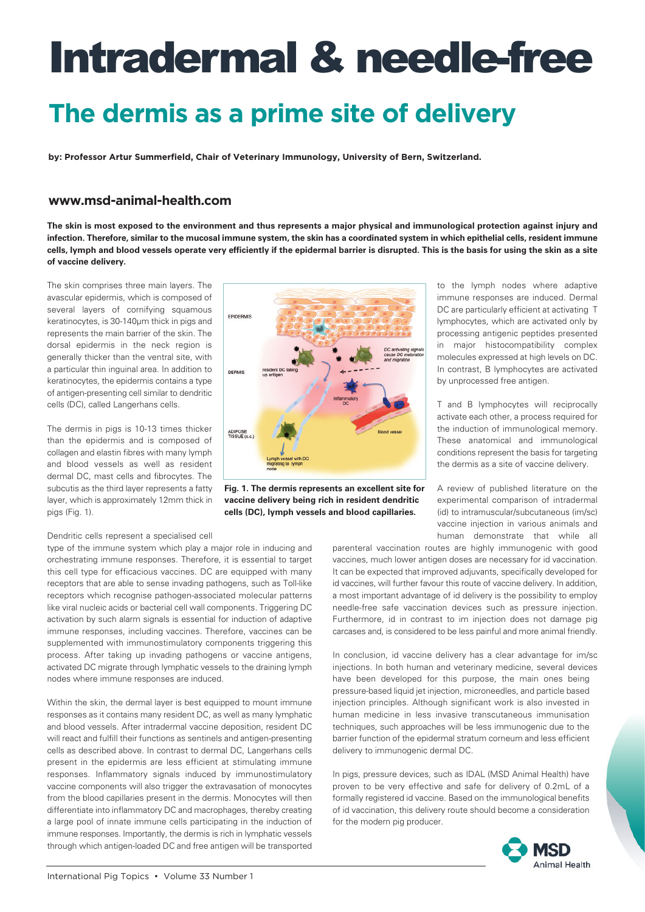# Intradermal & needle-free

## The dermis as a prime site of delivery

**by: Professor Artur Summerfield, Chair of Veterinary Immunology, University of Bern, Switzerland.**

### www.msd-animal-health.com

**The skin is most exposed to the environment and thus represents a major physical and immunological protection against injury and infection. Therefore, similar to the mucosal immune system, the skin has a coordinated system in which epithelial cells, resident immune cells, lymph and blood vessels operate very efficiently if the epidermal barrier is disrupted. This is the basis for using the skin as a site of vaccine delivery.**

The skin comprises three main layers. The avascular epidermis, which is composed of several layers of cornifying squamous keratinocytes, is 30-140µm thick in pigs and represents the main barrier of the skin. The dorsal epidermis in the neck region is generally thicker than the ventral site, with a particular thin inguinal area. In addition to keratinocytes, the epidermis contains a type of antigen-presenting cell similar to dendritic cells (DC), called Langerhans cells.

The dermis in pigs is 10-13 times thicker than the epidermis and is composed of collagen and elastin fibres with many lymph and blood vessels as well as resident dermal DC, mast cells and fibrocytes. The subcutis as the third layer represents a fatty layer, which is approximately 12mm thick in pigs (Fig. 1).

**Fig. 1. The dermis represents an excellent site for vaccine delivery being rich in resident dendritic cells (DC), lymph vessels and blood capillaries.**

Dendritic cells represent a specialised cell type of the immune system which play a major role in inducing and orchestrating immune responses. Therefore, it is essential to target this cell type for efficacious vaccines. DC are equipped with many receptors that are able to sense invading pathogens, such as Toll-like receptors which recognise pathogen-associated molecular patterns like viral nucleic acids or bacterial cell wall components. Triggering DC activation by such alarm signals is essential for induction of adaptive immune responses, including vaccines. Therefore, vaccines can be supplemented with immunostimulatory components triggering this process. After taking up invading pathogens or vaccine antigens, activated DC migrate through lymphatic vessels to the draining lymph nodes where immune responses are induced.

Within the skin, the dermal layer is best equipped to mount immune responses as it contains many resident DC, as well as many lymphatic and blood vessels. After intradermal vaccine deposition, resident DC will react and fulfill their functions as sentinels and antigen-presenting cells as described above. In contrast to dermal DC, Langerhans cells present in the epidermis are less efficient at stimulating immune responses. Inflammatory signals induced by immunostimulatory vaccine components will also trigger the extravasation of monocytes from the blood capillaries present in the dermis. Monocytes will then differentiate into inflammatory DC and macrophages, thereby creating a large pool of innate immune cells participating in the induction of immune responses. Importantly, the dermis is rich in lymphatic vessels through which antigen-loaded DC and free antigen will be transported to the lymph nodes where adaptive immune responses are induced. Dermal DC are particularly efficient at activating T lymphocytes, which are activated only by processing antigenic peptides presented in major histocompatibility complex molecules expressed at high levels on DC. In contrast, B lymphocytes are activated by unprocessed free antigen.

T and B lymphocytes will reciprocally activate each other, a process required for the induction of immunological memory. These anatomical and immunological conditions represent the basis for targeting the dermis as a site of vaccine delivery.

A review of published literature on the experimental comparison of intradermal (id) to intramuscular/subcutaneous (im/sc) vaccine injection in various animals and human demonstrate that while all parenteral vaccination routes are highly immunogenic with good vaccines, much lower antigen doses are necessary for id vaccination. It can be expected that improved adjuvants, specifically developed for id vaccines, will further favour this route of vaccine delivery. In addition, a most important advantage of id delivery is the possibility to employ needle-free safe vaccination devices such as pressure injection. Furthermore, id in contrast to im injection does not damage pig carcases and, is considered to be less painful and more animal friendly.

In conclusion, id vaccine delivery has a clear advantage for im/sc injections. In both human and veterinary medicine, several devices have been developed for this purpose, the main ones being pressure-based liquid jet injection, microneedles, and particle based injection principles. Although significant work is also invested in human medicine in less invasive transcutaneous immunisation techniques, such approaches will be less immunogenic due to the barrier function of the epidermal stratum corneum and less efficient delivery to immunogenic dermal DC.

In pigs, pressure devices, such as IDAL (MSD Animal Health) have proven to be very effective and safe for delivery of 0.2mL of a formally registered id vaccine. Based on the immunological benefits of id vaccination, this delivery route should become a consideration for the modern pig producer.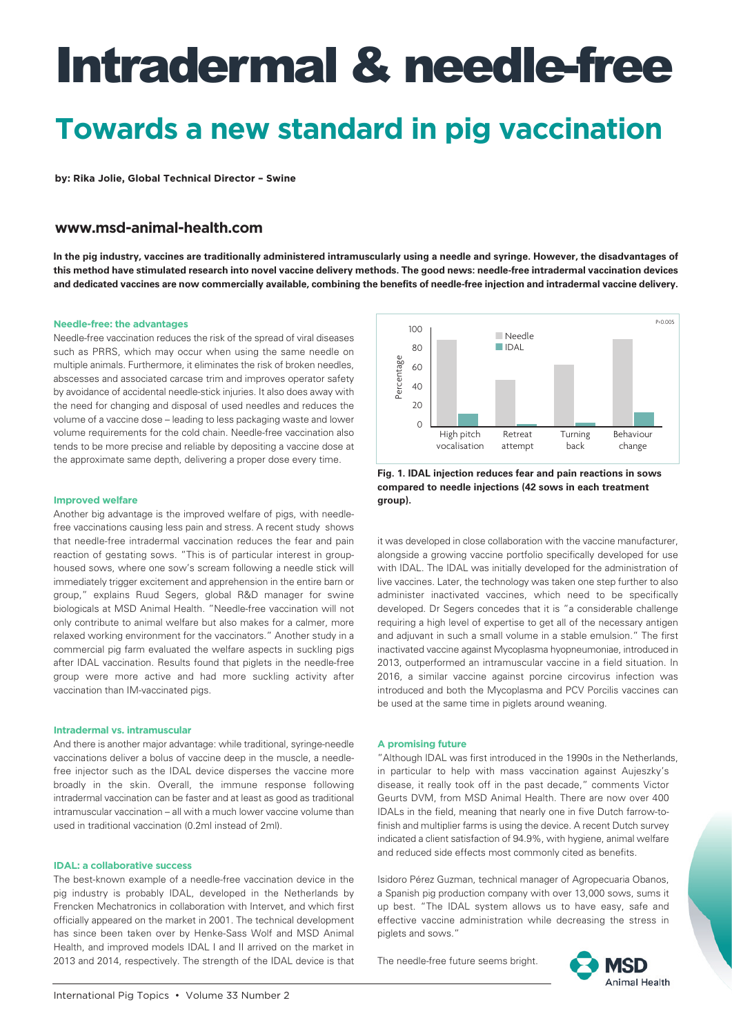# Intradermal & needle-free

## Towards a new standard in pig vaccination

**by: Rika Jolie, Global Technical Director – Swine**

### www.msd-animal-health.com

**In the pig industry, vaccines are traditionally administered intramuscularly using a needle and syringe. However, the disadvantages of this method have stimulated research into novel vaccine delivery methods. The good news: needle-free intradermal vaccination devices and dedicated vaccines are now commercially available, combining the benefits of needle-free injection and intradermal vaccine delivery.**

#### Needle-free: the advantages

Needle-free vaccination reduces the risk of the spread of viral diseases such as PRRS, which may occur when using the same needle on multiple animals. Furthermore, it eliminates the risk of broken needles, abscesses and associated carcase trim and improves operator safety by avoidance of accidental needle-stick injuries. It also does away with the need for changing and disposal of used needles and reduces the volume of a vaccine dose – leading to less packaging waste and lower volume requirements for the cold chain. Needle-free vaccination also tends to be more precise and reliable by depositing a vaccine dose at the approximate same depth, delivering a proper dose every time.

#### Improved welfare

Another big advantage is the improved welfare of pigs, with needle-free vaccinations causing less pain and stress. A recent study shows that needle-free intradermal vaccination reduces the fear and pain reaction of gestating sows. "This is of particular interest in group-housed sows, where one sow's scream following a needle stick will immediately trigger excitement and apprehension in the entire barn or group," explains Ruud Segers, global R&D manager for swine biologicals at MSD Animal Health. "Needle-free vaccination will not only contribute to animal welfare but also makes for a calmer, more relaxed working environment for the vaccinators." Another study in a commercial pig farm evaluated the welfare aspects in suckling pigs after IDAL vaccination. Results found that piglets in the needle-free group were more active and had more suckling activity after vaccination than IM-vaccinated pigs.

#### Intradermal vs. intramuscular

And there is another major advantage: while traditional, syringe-needle vaccinations deliver a bolus of vaccine deep in the muscle, a needle-free injector such as the IDAL device disperses the vaccine more broadly in the skin. Overall, the immune response following intradermal vaccination can be faster and at least as good as traditional intramuscular vaccination – all with a much lower vaccine volume than used in traditional vaccination (0.2ml instead of 2ml).

#### IDAL: a collaborative success

The best-known example of a needle-free vaccination device in the pig industry is probably IDAL, developed in the Netherlands by Frencken Mechatronics in collaboration with Intervet, and which first officially appeared on the market in 2001. The technical development has since been taken over by Henke-Sass Wolf and MSD Animal Health, and improved models IDAL I and II arrived on the market in 2013 and 2014, respectively. The strength of the IDAL device is that it was developed in close collaboration with the vaccine manufacturer, alongside a growing vaccine portfolio specifically developed for use with IDAL. The IDAL was initially developed for the administration of live vaccines. Later, the technology was taken one step further to also administer inactivated vaccines, which need to be specifically developed. Dr Segers concedes that it is "a considerable challenge requiring a high level of expertise to get all of the necessary antigen and adjuvant in such a small volume in a stable emulsion." The first inactivated vaccine against Mycoplasma hyopneumoniae, introduced in 2013, outperformed an intramuscular vaccine in a field situation. In 2016, a similar vaccine against porcine circovirus infection was introduced and both the Mycoplasma and PCV Porcilis vaccines can be used at the same time in piglets around weaning.

**Fig. 1. IDAL injection reduces fear and pain reactions in sows compared to needle injections (42 sows in each treatment group).**

#### A promising future

"Although IDAL was first introduced in the 1990s in the Netherlands, in particular to help with mass vaccination against Aujeszky's disease, it really took off in the past decade," comments Victor Geurts DVM, from MSD Animal Health. There are now over 400 IDALs in the field, meaning that nearly one in five Dutch farrow-to-finish and multiplier farms is using the device. A recent Dutch survey indicated a client satisfaction of 94.9%, with hygiene, animal welfare and reduced side effects most commonly cited as benefits.

Isidoro Pérez Guzman, technical manager of Agropecuaria Obanos, a Spanish pig production company with over 13,000 sows, sums it up best. "The IDAL system allows us to have easy, safe and effective vaccine administration while decreasing the stress in piglets and sows."

The needle-free future seems bright.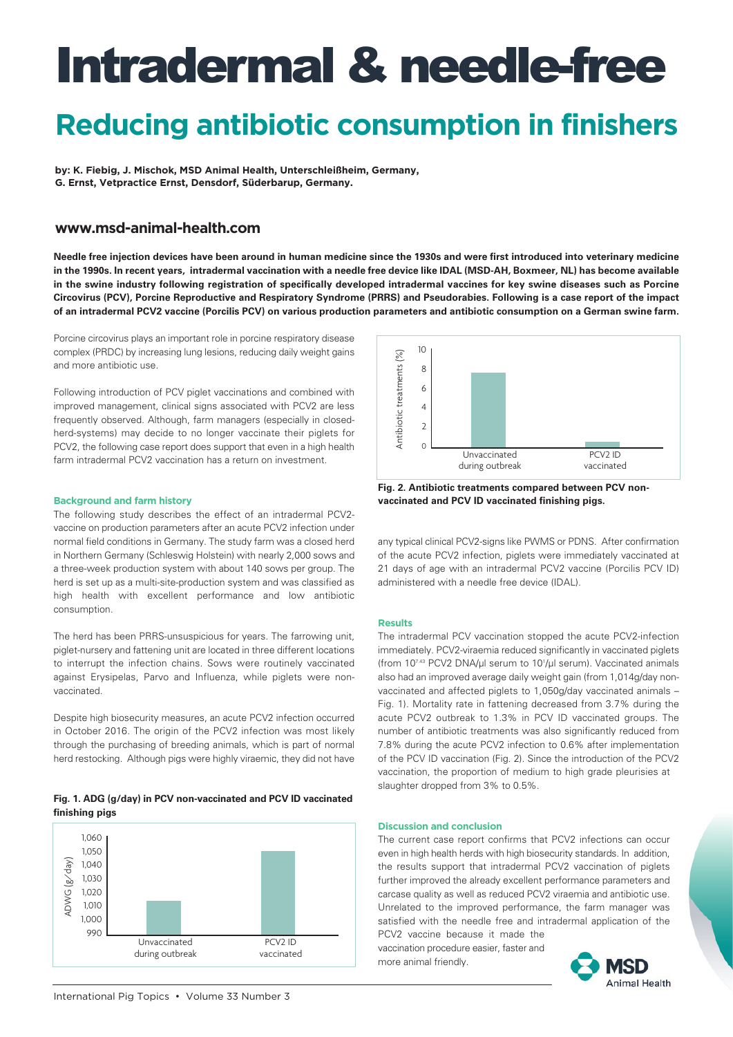# Intradermal & needle-free

## Reducing antibiotic consumption in finishers

**by: K. Fiebig, J. Mischok, MSD Animal Health, Unterschleißheim, Germany, G. Ernst, Vetpractice Ernst, Densdorf, Süderbarup, Germany.**

**www.msd-animal-health.com**

**Needle free injection devices have been around in human medicine since the 1930s and were first introduced into veterinary medicine in the 1990s. In recent years, intradermal vaccination with a needle free device like IDAL (MSD-AH, Boxmeer, NL) has become available in the swine industry following registration of specifically developed intradermal vaccines for key swine diseases such as Porcine Circovirus (PCV), Porcine Reproductive and Respiratory Syndrome (PRRS) and Pseudorabies. Following is a case report of the impact of an intradermal PCV2 vaccine (Porcilis PCV) on various production parameters and antibiotic consumption on a German swine farm.**

Porcine circovirus plays an important role in porcine respiratory disease complex (PRDC) by increasing lung lesions, reducing daily weight gains and more antibiotic use.

Following introduction of PCV piglet vaccinations and combined with improved management, clinical signs associated with PCV2 are less frequently observed. Although, farm managers (especially in closed-herd-systems) may decide to no longer vaccinate their piglets for PCV2, the following case report does support that even in a high health farm intradermal PCV2 vaccination has a return on investment.

### Background and farm history

The following study describes the effect of an intradermal PCV2-vaccine on production parameters after an acute PCV2 infection under normal field conditions in Germany. The study farm was a closed herd in Northern Germany (Schleswig Holstein) with nearly 2,000 sows and a three-week production system with about 140 sows per group. The herd is set up as a multi-site-production system and was classified as high health with excellent performance and low antibiotic consumption.

The herd has been PRRS-unsuspicious for years. The farrowing unit, piglet-nursery and fattening unit are located in three different locations to interrupt the infection chains. Sows were routinely vaccinated against Erysipelas, Parvo and Influenza, while piglets were non-vaccinated.

Despite high biosecurity measures, an acute PCV2 infection occurred in October 2016. The origin of the PCV2 infection was most likely through the purchasing of breeding animals, which is part of normal herd restocking. Although pigs were highly viraemic, they did not have any typical clinical PCV2-signs like PWMS or PDNS. After confirmation of the acute PCV2 infection, piglets were immediately vaccinated at 21 days of age with an intradermal PCV2 vaccine (Porcilis PCV ID) administered with a needle free device (IDAL).

**Fig. 1. ADG (g/day) in PCV non-vaccinated and PCV ID vaccinated finishing pigs**

| | ADWG (g/day) |
|---|---|
| Unvaccinated during outbreak | 1,014 |
| PCV2 ID vaccinated | 1,050 |

| | Antibiotic treatments (%) |
|---|---|
| Unvaccinated during outbreak | 7.8 |
| PCV2 ID vaccinated | 0.6 |

**Fig. 2. Antibiotic treatments compared between PCV non-vaccinated and PCV ID vaccinated finishing pigs.**

### Results

The intradermal PCV vaccination stopped the acute PCV2-infection immediately. PCV2-viraemia reduced significantly in vaccinated piglets (from $10^{7.43}$ PCV2 DNA/µl serum to $10^{1}$/µl serum). Vaccinated animals also had an improved average daily weight gain (from 1,014g/day non-vaccinated and affected piglets to 1,050g/day vaccinated animals – Fig. 1). Mortality rate in fattening decreased from 3.7% during the acute PCV2 outbreak to 1.3% in PCV ID vaccinated groups. The number of antibiotic treatments was also significantly reduced from 7.8% during the acute PCV2 infection to 0.6% after implementation of the PCV ID vaccination (Fig. 2). Since the introduction of the PCV2 vaccination, the proportion of medium to high grade pleurisies at slaughter dropped from 3% to 0.5%.

### Discussion and conclusion

The current case report confirms that PCV2 infections can occur even in high health herds with high biosecurity standards. In addition, the results support that intradermal PCV2 vaccination of piglets further improved the already excellent performance parameters and carcase quality as well as reduced PCV2 viraemia and antibiotic use. Unrelated to the improved performance, the farm manager was satisfied with the needle free and intradermal application of the PCV2 vaccine because it made the vaccination procedure easier, faster and more animal friendly.

MSD Animal Health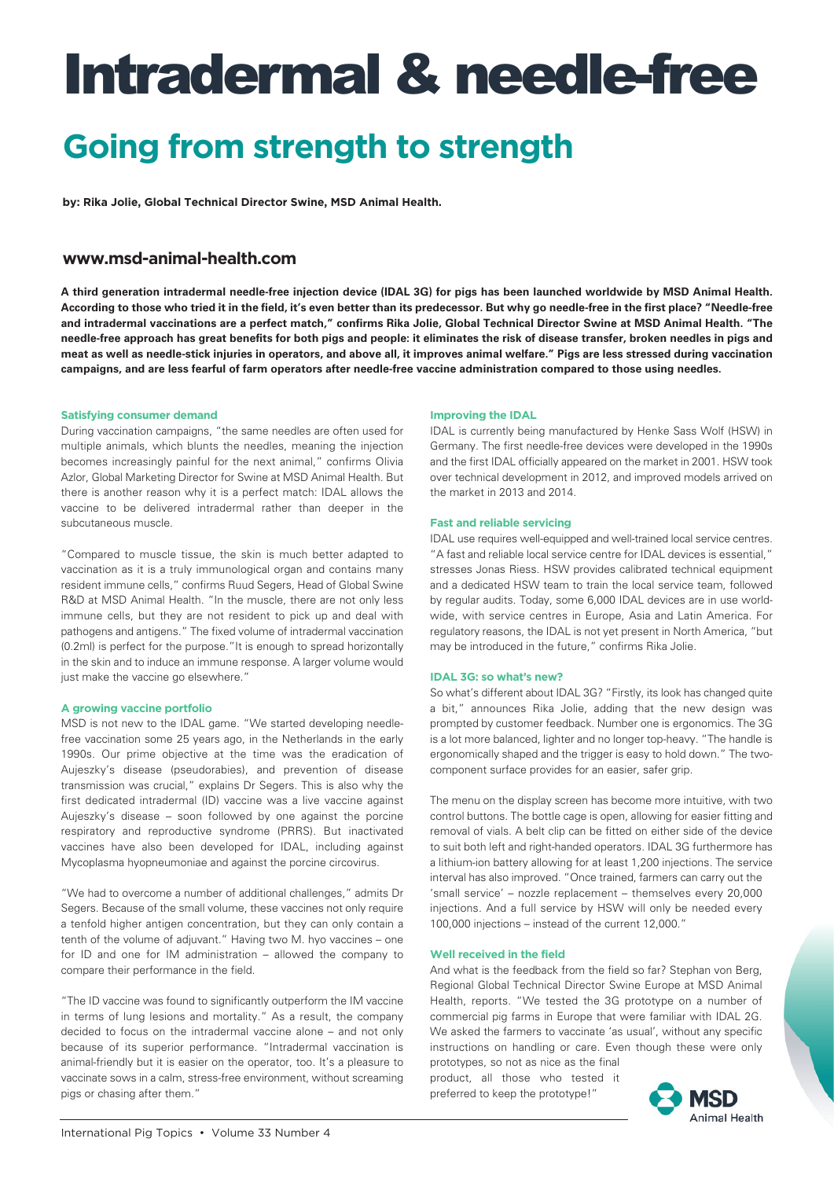# Intradermal & needle-free

## Going from strength to strength

**by: Rika Jolie, Global Technical Director Swine, MSD Animal Health.**

### www.msd-animal-health.com

**A third generation intradermal needle-free injection device (IDAL 3G) for pigs has been launched worldwide by MSD Animal Health. According to those who tried it in the field, it's even better than its predecessor. But why go needle-free in the first place? "Needle-free and intradermal vaccinations are a perfect match," confirms Rika Jolie, Global Technical Director Swine at MSD Animal Health. "The needle-free approach has great benefits for both pigs and people: it eliminates the risk of disease transfer, broken needles in pigs and meat as well as needle-stick injuries in operators, and above all, it improves animal welfare." Pigs are less stressed during vaccination campaigns, and are less fearful of farm operators after needle-free vaccine administration compared to those using needles.**

#### Satisfying consumer demand

During vaccination campaigns, "the same needles are often used for multiple animals, which blunts the needles, meaning the injection becomes increasingly painful for the next animal," confirms Olivia Azlor, Global Marketing Director for Swine at MSD Animal Health. But there is another reason why it is a perfect match: IDAL allows the vaccine to be delivered intradermal rather than deeper in the subcutaneous muscle.

"Compared to muscle tissue, the skin is much better adapted to vaccination as it is a truly immunological organ and contains many resident immune cells," confirms Ruud Segers, Head of Global Swine R&D at MSD Animal Health. "In the muscle, there are not only less immune cells, but they are not resident to pick up and deal with pathogens and antigens." The fixed volume of intradermal vaccination (0.2ml) is perfect for the purpose. "It is enough to spread horizontally in the skin and to induce an immune response. A larger volume would just make the vaccine go elsewhere."

#### A growing vaccine portfolio

MSD is not new to the IDAL game. "We started developing needle-free vaccination some 25 years ago, in the Netherlands in the early 1990s. Our prime objective at the time was the eradication of Aujeszky's disease (pseudorabies), and prevention of disease transmission was crucial," explains Dr Segers. This is also why the first dedicated intradermal (ID) vaccine was a live vaccine against Aujeszky's disease – soon followed by one against the porcine respiratory and reproductive syndrome (PRRS). But inactivated vaccines have also been developed for IDAL, including against Mycoplasma hyopneumoniae and against the porcine circovirus.

"We had to overcome a number of additional challenges," admits Dr Segers. Because of the small volume, these vaccines not only require a tenfold higher antigen concentration, but they can only contain a tenth of the volume of adjuvant." Having two M. hyo vaccines – one for ID and one for IM administration – allowed the company to compare their performance in the field.

"The ID vaccine was found to significantly outperform the IM vaccine in terms of lung lesions and mortality." As a result, the company decided to focus on the intradermal vaccine alone – and not only because of its superior performance. "Intradermal vaccination is animal-friendly but it is easier on the operator, too. It's a pleasure to vaccinate sows in a calm, stress-free environment, without screaming pigs or chasing after them."

#### Improving the IDAL

IDAL is currently being manufactured by Henke Sass Wolf (HSW) in Germany. The first needle-free devices were developed in the 1990s and the first IDAL officially appeared on the market in 2001. HSW took over technical development in 2012, and improved models arrived on the market in 2013 and 2014.

#### Fast and reliable servicing

IDAL use requires well-equipped and well-trained local service centres. "A fast and reliable local service centre for IDAL devices is essential," stresses Jonas Riess. HSW provides calibrated technical equipment and a dedicated HSW team to train the local service team, followed by regular audits. Today, some 6,000 IDAL devices are in use worldwide, with service centres in Europe, Asia and Latin America. For regulatory reasons, the IDAL is not yet present in North America, "but may be introduced in the future," confirms Rika Jolie.

#### IDAL 3G: so what's new?

So what's different about IDAL 3G? "Firstly, its look has changed quite a bit," announces Rika Jolie, adding that the new design was prompted by customer feedback. Number one is ergonomics. The 3G is a lot more balanced, lighter and no longer top-heavy. "The handle is ergonomically shaped and the trigger is easy to hold down." The two-component surface provides for an easier, safer grip.

The menu on the display screen has become more intuitive, with two control buttons. The bottle cage is open, allowing for easier fitting and removal of vials. A belt clip can be fitted on either side of the device to suit both left and right-handed operators. IDAL 3G furthermore has a lithium-ion battery allowing for at least 1,200 injections. The service interval has also improved. "Once trained, farmers can carry out the 'small service' – nozzle replacement – themselves every 20,000 injections. And a full service by HSW will only be needed every 100,000 injections – instead of the current 12,000."

#### Well received in the field

And what is the feedback from the field so far? Stephan von Berg, Regional Global Technical Director Swine Europe at MSD Animal Health, reports. "We tested the 3G prototype on a number of commercial pig farms in Europe that were familiar with IDAL 2G. We asked the farmers to vaccinate 'as usual', without any specific instructions on handling or care. Even though these were only prototypes, so not as nice as the final product, all those who tested it preferred to keep the prototype!"

MSD Animal Health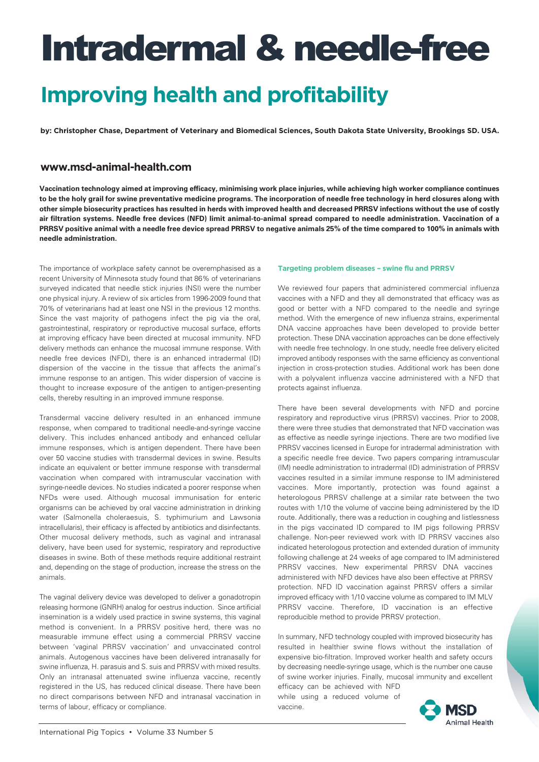# Intradermal & needle-free

## Improving health and profitability

**by: Christopher Chase, Department of Veterinary and Biomedical Sciences, South Dakota State University, Brookings SD. USA.**

**www.msd-animal-health.com**

**Vaccination technology aimed at improving efficacy, minimising work place injuries, while achieving high worker compliance continues to be the holy grail for swine preventative medicine programs. The incorporation of needle free technology in herd closures along with other simple biosecurity practices has resulted in herds with improved health and decreased PRRSV infections without the use of costly air filtration systems. Needle free devices (NFD) limit animal-to-animal spread compared to needle administration. Vaccination of a PRRSV positive animal with a needle free device spread PRRSV to negative animals 25% of the time compared to 100% in animals with needle administration.**

The importance of workplace safety cannot be overemphasised as a recent University of Minnesota study found that 86% of veterinarians surveyed indicated that needle stick injuries (NSI) were the number one physical injury. A review of six articles from 1996-2009 found that 70% of veterinarians had at least one NSI in the previous 12 months. Since the vast majority of pathogens infect the pig via the oral, gastrointestinal, respiratory or reproductive mucosal surface, efforts at improving efficacy have been directed at mucosal immunity. NFD delivery methods can enhance the mucosal immune response. With needle free devices (NFD), there is an enhanced intradermal (ID) dispersion of the vaccine in the tissue that affects the animal's immune response to an antigen. This wider dispersion of vaccine is thought to increase exposure of the antigen to antigen-presenting cells, thereby resulting in an improved immune response.

Transdermal vaccine delivery resulted in an enhanced immune response, when compared to traditional needle-and-syringe vaccine delivery. This includes enhanced antibody and enhanced cellular immune responses, which is antigen dependent. There have been over 50 vaccine studies with transdermal devices in swine. Results indicate an equivalent or better immune response with transdermal vaccination when compared with intramuscular vaccination with syringe-needle devices. No studies indicated a poorer response when NFDs were used. Although mucosal immunisation for enteric organisms can be achieved by oral vaccine administration in drinking water (Salmonella choleraesuis, S. typhimurium and Lawsonia intracellularis), their efficacy is affected by antibiotics and disinfectants. Other mucosal delivery methods, such as vaginal and intranasal delivery, have been used for systemic, respiratory and reproductive diseases in swine. Both of these methods require additional restraint and, depending on the stage of production, increase the stress on the animals.

The vaginal delivery device was developed to deliver a gonadotropin releasing hormone (GNRH) analog for oestrus induction. Since artificial insemination is a widely used practice in swine systems, this vaginal method is convenient. In a PRRSV positive herd, there was no measurable immune effect using a commercial PRRSV vaccine between 'vaginal PRRSV vaccination' and unvaccinated control animals. Autogenous vaccines have been delivered intranasally for swine influenza, H. parasuis and S. suis and PRRSV with mixed results. Only an intranasal attenuated swine influenza vaccine, recently registered in the US, has reduced clinical disease. There have been no direct comparisons between NFD and intranasal vaccination in terms of labour, efficacy or compliance.

#### Targeting problem diseases – swine flu and PRRSV

We reviewed four papers that administered commercial influenza vaccines with a NFD and they all demonstrated that efficacy was as good or better with a NFD compared to the needle and syringe method. With the emergence of new influenza strains, experimental DNA vaccine approaches have been developed to provide better protection. These DNA vaccination approaches can be done effectively with needle free technology. In one study, needle free delivery elicited improved antibody responses with the same efficiency as conventional injection in cross-protection studies. Additional work has been done with a polyvalent influenza vaccine administered with a NFD that protects against influenza.

There have been several developments with NFD and porcine respiratory and reproductive virus (PRRSV) vaccines. Prior to 2008, there were three studies that demonstrated that NFD vaccination was as effective as needle syringe injections. There are two modified live PRRSV vaccines licensed in Europe for intradermal administration with a specific needle free device. Two papers comparing intramuscular (IM) needle administration to intradermal (ID) administration of PRRSV vaccines resulted in a similar immune response to IM administered vaccines. More importantly, protection was found against a heterologous PRRSV challenge at a similar rate between the two routes with 1/10 the volume of vaccine being administered by the ID route. Additionally, there was a reduction in coughing and listlessness in the pigs vaccinated ID compared to IM pigs following PRRSV challenge. Non-peer reviewed work with ID PRRSV vaccines also indicated heterologous protection and extended duration of immunity following challenge at 24 weeks of age compared to IM administered PRRSV vaccines. New experimental PRRSV DNA vaccines administered with NFD devices have also been effective at PRRSV protection. NFD ID vaccination against PRRSV offers a similar improved efficacy with 1/10 vaccine volume as compared to IM MLV PRRSV vaccine. Therefore, ID vaccination is an effective reproducible method to provide PRRSV protection.

In summary, NFD technology coupled with improved biosecurity has resulted in healthier swine flows without the installation of expensive bio-filtration. Improved worker health and safety occurs by decreasing needle-syringe usage, which is the number one cause of swine worker injuries. Finally, mucosal immunity and excellent efficacy can be achieved with NFD while using a reduced volume of vaccine.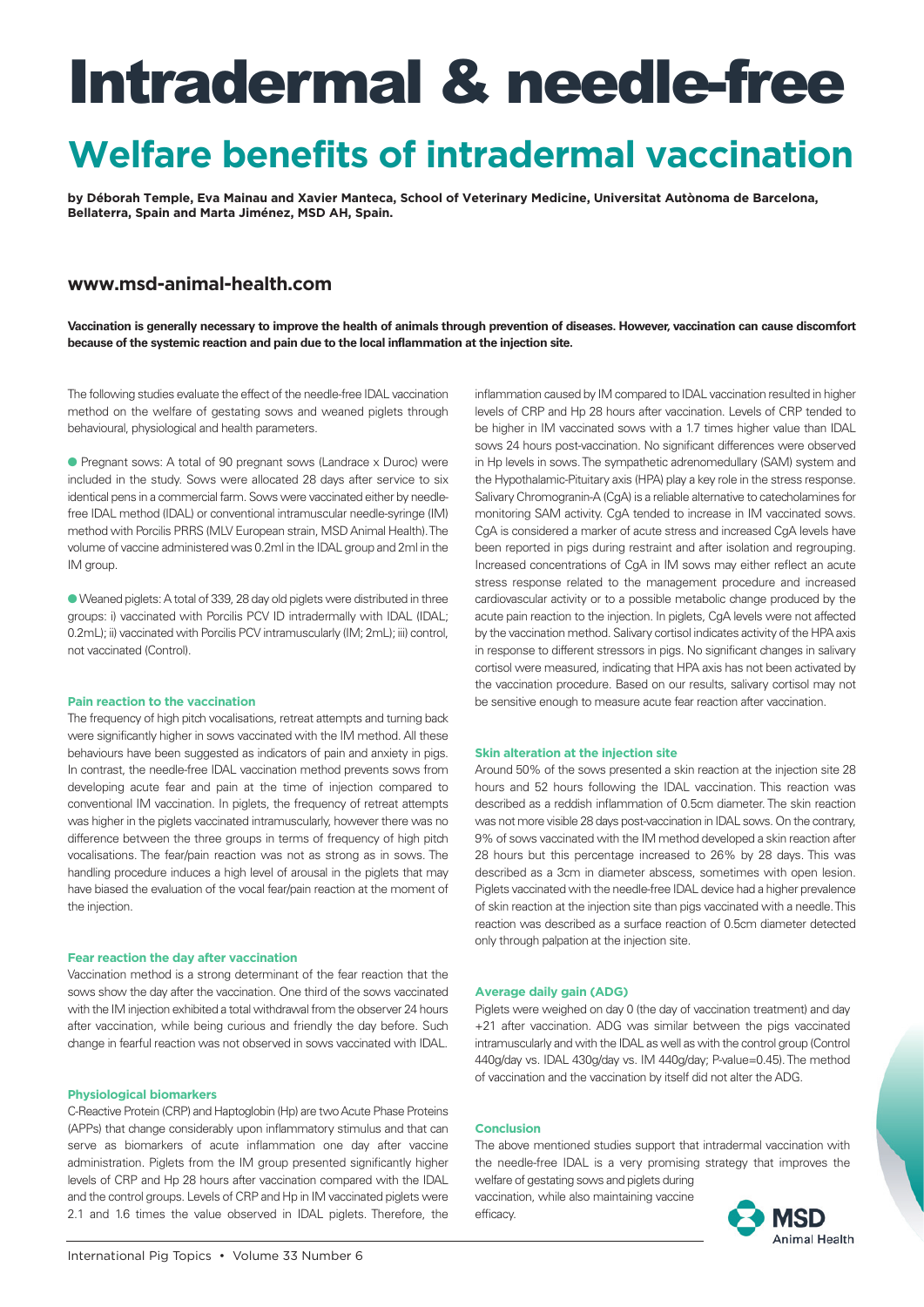# Intradermal & needle-free

## Welfare benefits of intradermal vaccination

**by Déborah Temple, Eva Mainau and Xavier Manteca, School of Veterinary Medicine, Universitat Autònoma de Barcelona, Bellaterra, Spain and Marta Jiménez, MSD AH, Spain.**

### www.msd-animal-health.com

**Vaccination is generally necessary to improve the health of animals through prevention of diseases. However, vaccination can cause discomfort because of the systemic reaction and pain due to the local inflammation at the injection site.**

The following studies evaluate the effect of the needle-free IDAL vaccination method on the welfare of gestating sows and weaned piglets through behavioural, physiological and health parameters.

- Pregnant sows: A total of 90 pregnant sows (Landrace x Duroc) were included in the study. Sows were allocated 28 days after service to six identical pens in a commercial farm. Sows were vaccinated either by needle-free IDAL method (IDAL) or conventional intramuscular needle-syringe (IM) method with Porcilis PRRS (MLV European strain, MSD Animal Health). The volume of vaccine administered was 0.2ml in the IDAL group and 2ml in the IM group.

- Weaned piglets: A total of 339, 28 day old piglets were distributed in three groups: i) vaccinated with Porcilis PCV ID intradermally with IDAL (IDAL; 0.2mL); ii) vaccinated with Porcilis PCV intramuscularly (IM; 2mL); iii) control, not vaccinated (Control).

#### Pain reaction to the vaccination

The frequency of high pitch vocalisations, retreat attempts and turning back were significantly higher in sows vaccinated with the IM method. All these behaviours have been suggested as indicators of pain and anxiety in pigs. In contrast, the needle-free IDAL vaccination method prevents sows from developing acute fear and pain at the time of injection compared to conventional IM vaccination. In piglets, the frequency of retreat attempts was higher in the piglets vaccinated intramuscularly, however there was no difference between the three groups in terms of frequency of high pitch vocalisations. The fear/pain reaction was not as strong as in sows. The handling procedure induces a high level of arousal in the piglets that may have biased the evaluation of the vocal fear/pain reaction at the moment of the injection.

#### Fear reaction the day after vaccination

Vaccination method is a strong determinant of the fear reaction that the sows show the day after the vaccination. One third of the sows vaccinated with the IM injection exhibited a total withdrawal from the observer 24 hours after vaccination, while being curious and friendly the day before. Such change in fearful reaction was not observed in sows vaccinated with IDAL.

#### Physiological biomarkers

C-Reactive Protein (CRP) and Haptoglobin (Hp) are two Acute Phase Proteins (APPs) that change considerably upon inflammatory stimulus and that can serve as biomarkers of acute inflammation one day after vaccine administration. Piglets from the IM group presented significantly higher levels of CRP and Hp 28 hours after vaccination compared with the IDAL and the control groups. Levels of CRP and Hp in IM vaccinated piglets were 2.1 and 1.6 times the value observed in IDAL piglets. Therefore, the inflammation caused by IM compared to IDAL vaccination resulted in higher levels of CRP and Hp 28 hours after vaccination. Levels of CRP tended to be higher in IM vaccinated sows with a 1.7 times higher value than IDAL sows 24 hours post-vaccination. No significant differences were observed in Hp levels in sows. The sympathetic adrenomedullary (SAM) system and the Hypothalamic-Pituitary axis (HPA) play a key role in the stress response. Salivary Chromogranin-A (CgA) is a reliable alternative to catecholamines for monitoring SAM activity. CgA tended to increase in IM vaccinated sows. CgA is considered a marker of acute stress and increased CgA levels have been reported in pigs during restraint and after isolation and regrouping. Increased concentrations of CgA in IM sows may either reflect an acute stress response related to the management procedure and increased cardiovascular activity or to a possible metabolic change produced by the acute pain reaction to the injection. In piglets, CgA levels were not affected by the vaccination method. Salivary cortisol indicates activity of the HPA axis in response to different stressors in pigs. No significant changes in salivary cortisol were measured, indicating that HPA axis has not been activated by the vaccination procedure. Based on our results, salivary cortisol may not be sensitive enough to measure acute fear reaction after vaccination.

#### Skin alteration at the injection site

Around 50% of the sows presented a skin reaction at the injection site 28 hours and 52 hours following the IDAL vaccination. This reaction was described as a reddish inflammation of 0.5cm diameter. The skin reaction was not more visible 28 days post-vaccination in IDAL sows. On the contrary, 9% of sows vaccinated with the IM method developed a skin reaction after 28 hours but this percentage increased to 26% by 28 days. This was described as a 3cm in diameter abscess, sometimes with open lesion. Piglets vaccinated with the needle-free IDAL device had a higher prevalence of skin reaction at the injection site than pigs vaccinated with a needle. This reaction was described as a surface reaction of 0.5cm diameter detected only through palpation at the injection site.

#### Average daily gain (ADG)

Piglets were weighed on day 0 (the day of vaccination treatment) and day +21 after vaccination. ADG was similar between the pigs vaccinated intramuscularly and with the IDAL as well as with the control group (Control 440g/day vs. IDAL 430g/day vs. IM 440g/day; P-value=0.45). The method of vaccination and the vaccination by itself did not alter the ADG.

#### Conclusion

The above mentioned studies support that intradermal vaccination with the needle-free IDAL is a very promising strategy that improves the welfare of gestating sows and piglets during vaccination, while also maintaining vaccine efficacy.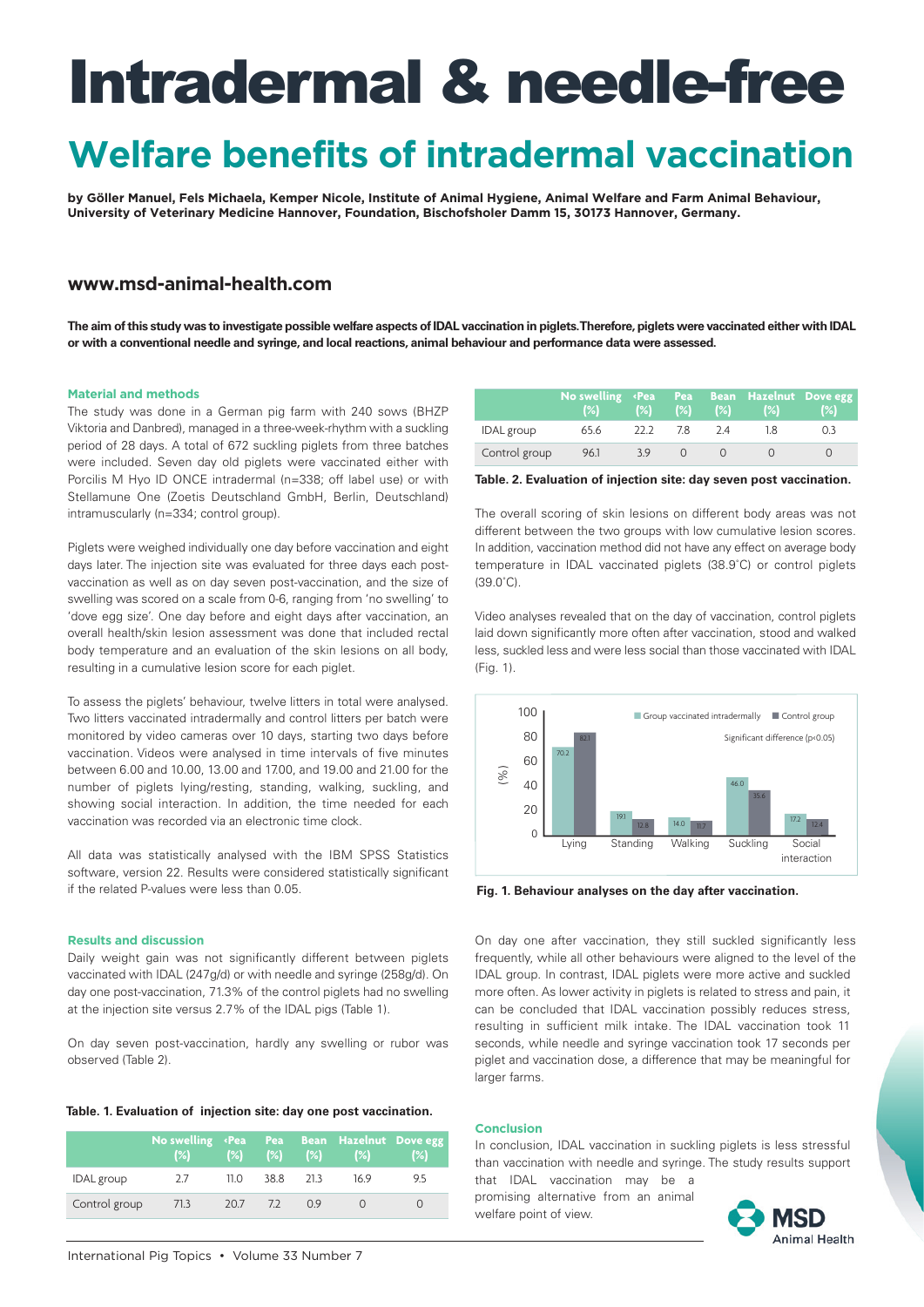# Intradermal & needle-free

## Welfare benefits of intradermal vaccination

**by Göller Manuel, Fels Michaela, Kemper Nicole, Institute of Animal Hygiene, Animal Welfare and Farm Animal Behaviour, University of Veterinary Medicine Hannover, Foundation, Bischofsholer Damm 15, 30173 Hannover, Germany.**

### www.msd-animal-health.com

**The aim of this study was to investigate possible welfare aspects of IDAL vaccination in piglets. Therefore, piglets were vaccinated either with IDAL or with a conventional needle and syringe, and local reactions, animal behaviour and performance data were assessed.**

#### Material and methods

The study was done in a German pig farm with 240 sows (BHZP Viktoria and Danbred), managed in a three-week-rhythm with a suckling period of 28 days. A total of 672 suckling piglets from three batches were included. Seven day old piglets were vaccinated either with Porcilis M Hyo ID ONCE intradermal (n=338; off label use) or with Stellamune One (Zoetis Deutschland GmbH, Berlin, Deutschland) intramuscularly (n=334; control group).

Piglets were weighed individually one day before vaccination and eight days later. The injection site was evaluated for three days each post-vaccination as well as on day seven post-vaccination, and the size of swelling was scored on a scale from 0-6, ranging from 'no swelling' to 'dove egg size'. One day before and eight days after vaccination, an overall health/skin lesion assessment was done that included rectal body temperature and an evaluation of the skin lesions on all body, resulting in a cumulative lesion score for each piglet.

To assess the piglets' behaviour, twelve litters in total were analysed. Two litters vaccinated intradermally and control litters per batch were monitored by video cameras over 10 days, starting two days before vaccination. Videos were analysed in time intervals of five minutes between 6.00 and 10.00, 13.00 and 17.00, and 19.00 and 21.00 for the number of piglets lying/resting, standing, walking, suckling, and showing social interaction. In addition, the time needed for each vaccination was recorded via an electronic time clock.

All data was statistically analysed with the IBM SPSS Statistics software, version 22. Results were considered statistically significant if the related P-values were less than 0.05.

#### Results and discussion

Daily weight gain was not significantly different between piglets vaccinated with IDAL (247g/d) or with needle and syringe (258g/d). On day one post-vaccination, 71.3% of the control piglets had no swelling at the injection site versus 2.7% of the IDAL pigs (Table 1).

On day seven post-vaccination, hardly any swelling or rubor was observed (Table 2).

**Table. 1. Evaluation of injection site: day one post vaccination.**

| | No swelling (%) | ‹Pea (%) | Pea (%) | Bean (%) | Hazelnut (%) | Dove egg (%) |
|---|---|---|---|---|---|---|
| IDAL group | 2.7 | 11.0 | 38.8 | 21.3 | 16.9 | 9.5 |
| Control group | 71.3 | 20.7 | 7.2 | 0.9 | 0 | 0 |

| | No swelling (%) | ‹Pea (%) | Pea (%) | Bean (%) | Hazelnut (%) | Dove egg (%) |
|---|---|---|---|---|---|---|
| IDAL group | 65.6 | 22.2 | 7.8 | 2.4 | 1.8 | 0.3 |
| Control group | 96.1 | 3.9 | 0 | 0 | 0 | 0 |

**Table. 2. Evaluation of injection site: day seven post vaccination.**

The overall scoring of skin lesions on different body areas was not different between the two groups with low cumulative lesion scores. In addition, vaccination method did not have any effect on average body temperature in IDAL vaccinated piglets (38.9°C) or control piglets (39.0°C).

Video analyses revealed that on the day of vaccination, control piglets laid down significantly more often after vaccination, stood and walked less, suckled less and were less social than those vaccinated with IDAL (Fig. 1).

| (%) | Group vaccinated intradermally | Control group |
|---|---|---|
| Lying | 70.2 | 82.1 |
| Standing | 19.1 | 12.8 |
| Walking | 14.0 | 11.7 |
| Suckling | 46.0 | 35.6 |
| Social interaction | 17.2 | 12.4 |

Significant difference ($p<0.05$)

**Fig. 1. Behaviour analyses on the day after vaccination.**

On day one after vaccination, they still suckled significantly less frequently, while all other behaviours were aligned to the level of the IDAL group. In contrast, IDAL piglets were more active and suckled more often. As lower activity in piglets is related to stress and pain, it can be concluded that IDAL vaccination possibly reduces stress, resulting in sufficient milk intake. The IDAL vaccination took 11 seconds, while needle and syringe vaccination took 17 seconds per piglet and vaccination dose, a difference that may be meaningful for larger farms.

#### Conclusion

In conclusion, IDAL vaccination in suckling piglets is less stressful than vaccination with needle and syringe. The study results support that IDAL vaccination may be a promising alternative from an animal welfare point of view.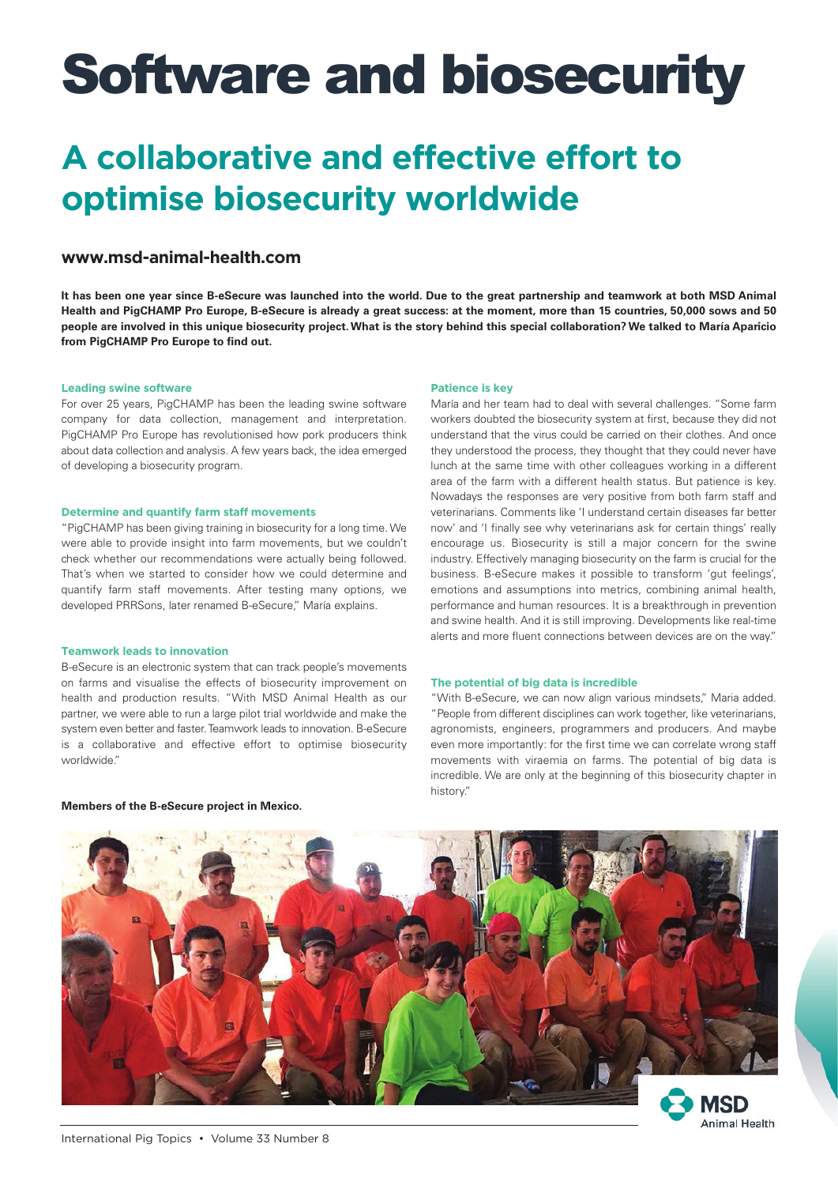# Software and biosecurity

## A collaborative and effective effort to optimise biosecurity worldwide

### www.msd-animal-health.com

**It has been one year since B-eSecure was launched into the world. Due to the great partnership and teamwork at both MSD Animal Health and PigCHAMP Pro Europe, B-eSecure is already a great success: at the moment, more than 15 countries, 50,000 sows and 50 people are involved in this unique biosecurity project. What is the story behind this special collaboration? We talked to María Aparicio from PigCHAMP Pro Europe to find out.**

#### Leading swine software

For over 25 years, PigCHAMP has been the leading swine software company for data collection, management and interpretation. PigCHAMP Pro Europe has revolutionised how pork producers think about data collection and analysis. A few years back, the idea emerged of developing a biosecurity program.

#### Determine and quantify farm staff movements

"PigCHAMP has been giving training in biosecurity for a long time. We were able to provide insight into farm movements, but we couldn't check whether our recommendations were actually being followed. That's when we started to consider how we could determine and quantify farm staff movements. After testing many options, we developed PRRSons, later renamed B-eSecure," María explains.

#### Teamwork leads to innovation

B-eSecure is an electronic system that can track people's movements on farms and visualise the effects of biosecurity improvement on health and production results. "With MSD Animal Health as our partner, we were able to run a large pilot trial worldwide and make the system even better and faster. Teamwork leads to innovation. B-eSecure is a collaborative and effective effort to optimise biosecurity worldwide."

#### Patience is key

María and her team had to deal with several challenges. "Some farm workers doubted the biosecurity system at first, because they did not understand that the virus could be carried on their clothes. And once they understood the process, they thought that they could never have lunch at the same time with other colleagues working in a different area of the farm with a different health status. But patience is key. Nowadays the responses are very positive from both farm staff and veterinarians. Comments like 'I understand certain diseases far better now' and 'I finally see why veterinarians ask for certain things' really encourage us. Biosecurity is still a major concern for the swine industry. Effectively managing biosecurity on the farm is crucial for the business. B-eSecure makes it possible to transform 'gut feelings', emotions and assumptions into metrics, combining animal health, performance and human resources. It is a breakthrough in prevention and swine health. And it is still improving. Developments like real-time alerts and more fluent connections between devices are on the way."

#### The potential of big data is incredible

"With B-eSecure, we can now align various mindsets," Maria added. "People from different disciplines can work together, like veterinarians, agronomists, engineers, programmers and producers. And maybe even more importantly: for the first time we can correlate wrong staff movements with viraemia on farms. The potential of big data is incredible. We are only at the beginning of this biosecurity chapter in history."

**Members of the B-eSecure project in Mexico.**

MSD Animal Health